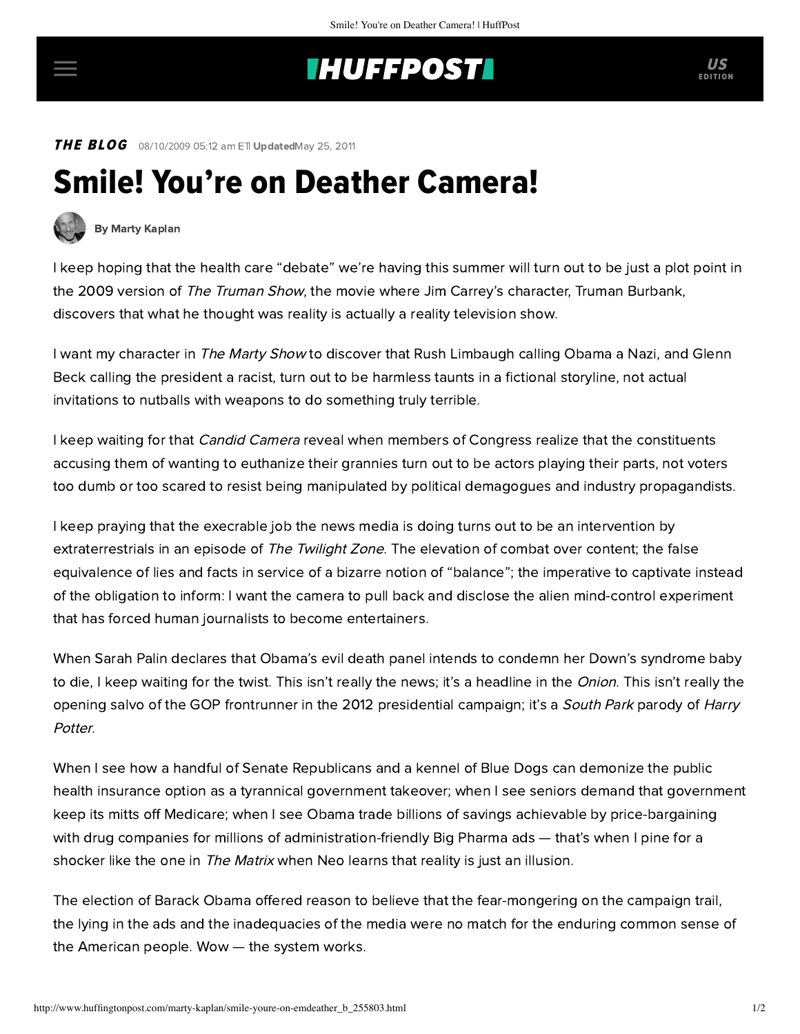**THE BLOG** 08/10/2009 05:12 am ET | **Updated** May 25, 2011

# Smile! You're on Deather Camera!

**By Marty Kaplan**

I keep hoping that the health care "debate" we're having this summer will turn out to be just a plot point in the 2009 version of *The Truman Show*, the movie where Jim Carrey's character, Truman Burbank, discovers that what he thought was reality is actually a reality television show.

I want my character in *The Marty Show* to discover that Rush Limbaugh calling Obama a Nazi, and Glenn Beck calling the president a racist, turn out to be harmless taunts in a fictional storyline, not actual invitations to nutballs with weapons to do something truly terrible.

I keep waiting for that *Candid Camera* reveal when members of Congress realize that the constituents accusing them of wanting to euthanize their grannies turn out to be actors playing their parts, not voters too dumb or too scared to resist being manipulated by political demagogues and industry propagandists.

I keep praying that the execrable job the news media is doing turns out to be an intervention by extraterrestrials in an episode of *The Twilight Zone*. The elevation of combat over content; the false equivalence of lies and facts in service of a bizarre notion of "balance"; the imperative to captivate instead of the obligation to inform: I want the camera to pull back and disclose the alien mind-control experiment that has forced human journalists to become entertainers.

When Sarah Palin declares that Obama's evil death panel intends to condemn her Down's syndrome baby to die, I keep waiting for the twist. This isn't really the news; it's a headline in the *Onion*. This isn't really the opening salvo of the GOP frontrunner in the 2012 presidential campaign; it's a *South Park* parody of *Harry Potter*.

When I see how a handful of Senate Republicans and a kennel of Blue Dogs can demonize the public health insurance option as a tyrannical government takeover; when I see seniors demand that government keep its mitts off Medicare; when I see Obama trade billions of savings achievable by price-bargaining with drug companies for millions of administration-friendly Big Pharma ads — that's when I pine for a shocker like the one in *The Matrix* when Neo learns that reality is just an illusion.

The election of Barack Obama offered reason to believe that the fear-mongering on the campaign trail, the lying in the ads and the inadequacies of the media were no match for the enduring common sense of the American people. Wow — the system works.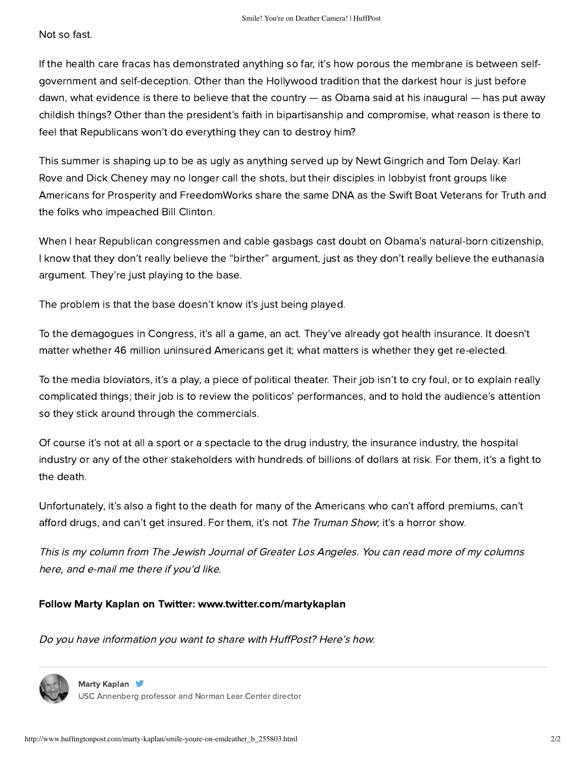Not so fast.

If the health care fracas has demonstrated anything so far, it's how porous the membrane is between self-government and self-deception. Other than the Hollywood tradition that the darkest hour is just before dawn, what evidence is there to believe that the country — as Obama said at his inaugural — has put away childish things? Other than the president's faith in bipartisanship and compromise, what reason is there to feel that Republicans won't do everything they can to destroy him?

This summer is shaping up to be as ugly as anything served up by Newt Gingrich and Tom Delay. Karl Rove and Dick Cheney may no longer call the shots, but their disciples in lobbyist front groups like Americans for Prosperity and FreedomWorks share the same DNA as the Swift Boat Veterans for Truth and the folks who impeached Bill Clinton.

When I hear Republican congressmen and cable gasbags cast doubt on Obama's natural-born citizenship, I know that they don't really believe the "birther" argument, just as they don't really believe the euthanasia argument. They're just playing to the base.

The problem is that the base doesn't know it's just being played.

To the demagogues in Congress, it's all a game, an act. They've already got health insurance. It doesn't matter whether 46 million uninsured Americans get it; what matters is whether they get re-elected.

To the media bloviators, it's a play, a piece of political theater. Their job isn't to cry foul, or to explain really complicated things; their job is to review the politicos' performances, and to hold the audience's attention so they stick around through the commercials.

Of course it's not at all a sport or a spectacle to the drug industry, the insurance industry, the hospital industry or any of the other stakeholders with hundreds of billions of dollars at risk. For them, it's a fight to the death.

Unfortunately, it's also a fight to the death for many of the Americans who can't afford premiums, can't afford drugs, and can't get insured. For them, it's not *The Truman Show*; it's a horror show.

*This is my column from The Jewish Journal of Greater Los Angeles. You can read more of my columns here, and e-mail me there if you'd like.*

**Follow Marty Kaplan on Twitter: www.twitter.com/martykaplan**

*Do you have information you want to share with HuffPost? Here's how.*

---

**Marty Kaplan**

USC Annenberg professor and Norman Lear Center director